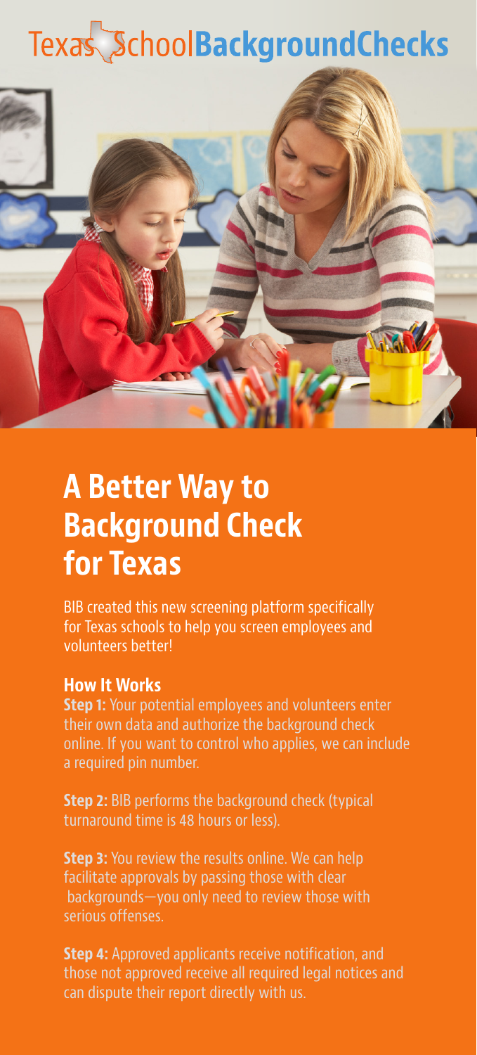# TexasSchoolBackgroundChecks

## A Better Way to Background Check for Texas

BIB created this new screening platform specifically for Texas schools to help you screen employees and volunteers better!

### How It Works

**Step 1:** Your potential employees and volunteers enter their own data and authorize the background check online. If you want to control who applies, we can include a required pin number.

**Step 2:** BIB performs the background check (typical turnaround time is 48 hours or less).

**Step 3:** You review the results online. We can help facilitate approvals by passing those with clear backgrounds—you only need to review those with serious offenses.

**Step 4:** Approved applicants receive notification, and those not approved receive all required legal notices and can dispute their report directly with us.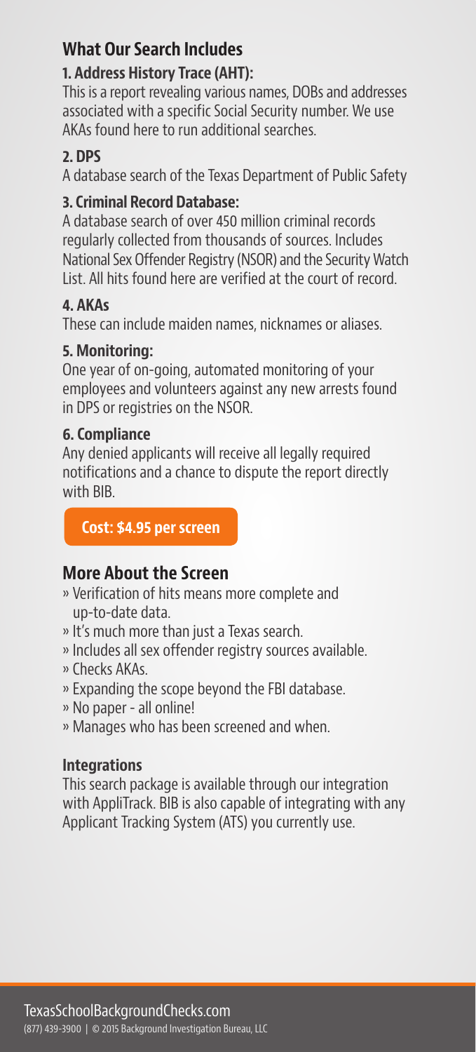## What Our Search Includes

### 1. Address History Trace (AHT):

This is a report revealing various names, DOBs and addresses associated with a specific Social Security number. We use AKAs found here to run additional searches.

### 2. DPS

A database search of the Texas Department of Public Safety

### 3. Criminal Record Database:

A database search of over 450 million criminal records regularly collected from thousands of sources. Includes National Sex Offender Registry (NSOR) and the Security Watch List. All hits found here are verified at the court of record.

### 4. AKAs

These can include maiden names, nicknames or aliases.

### 5. Monitoring:

One year of on-going, automated monitoring of your employees and volunteers against any new arrests found in DPS or registries on the NSOR.

### 6. Compliance

Any denied applicants will receive all legally required notifications and a chance to dispute the report directly with BIB.

**Cost: $4.95 per screen**

## More About the Screen

» Verification of hits means more complete and up-to-date data.
» It's much more than just a Texas search.
» Includes all sex offender registry sources available.
» Checks AKAs.
» Expanding the scope beyond the FBI database.
» No paper - all online!
» Manages who has been screened and when.

### Integrations

This search package is available through our integration with AppliTrack. BIB is also capable of integrating with any Applicant Tracking System (ATS) you currently use.

TexasSchoolBackgroundChecks.com
(877) 439-3900 | © 2015 Background Investigation Bureau, LLC